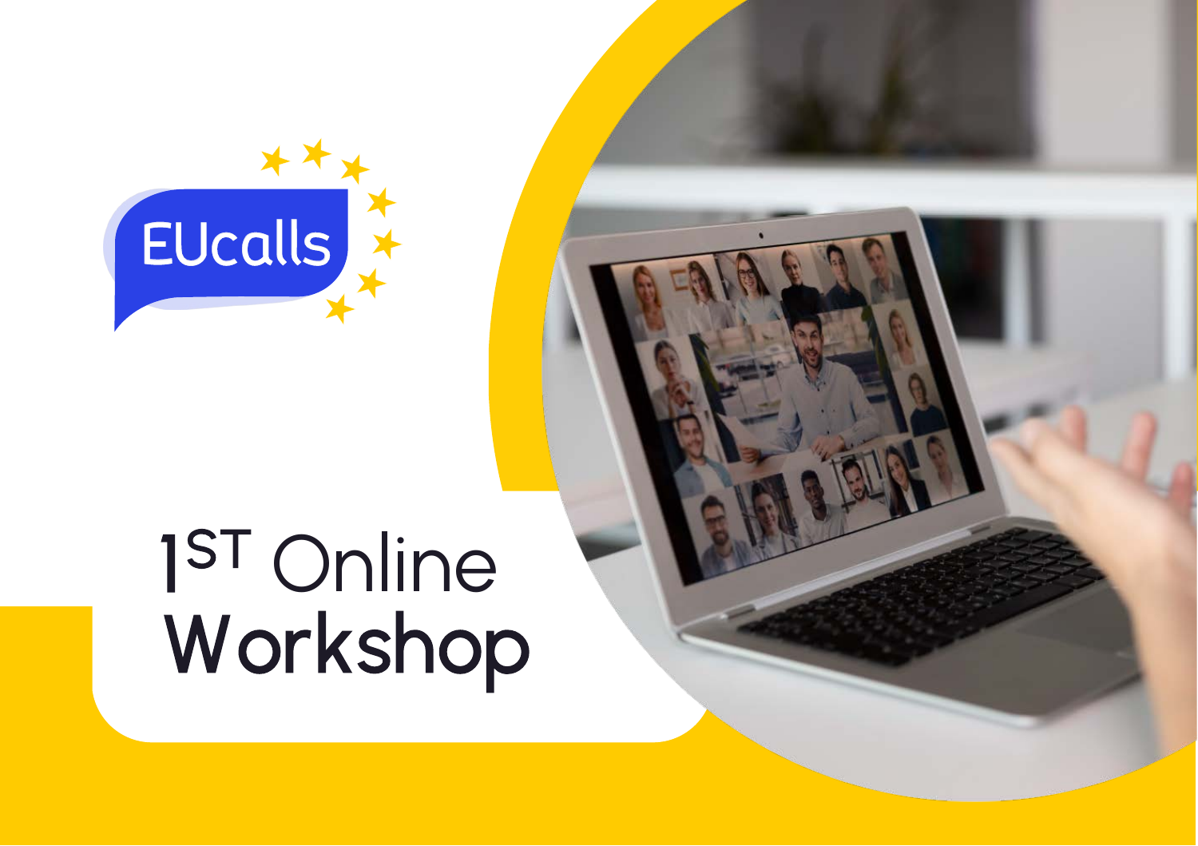EUcalls

# 1[ST] Online Workshop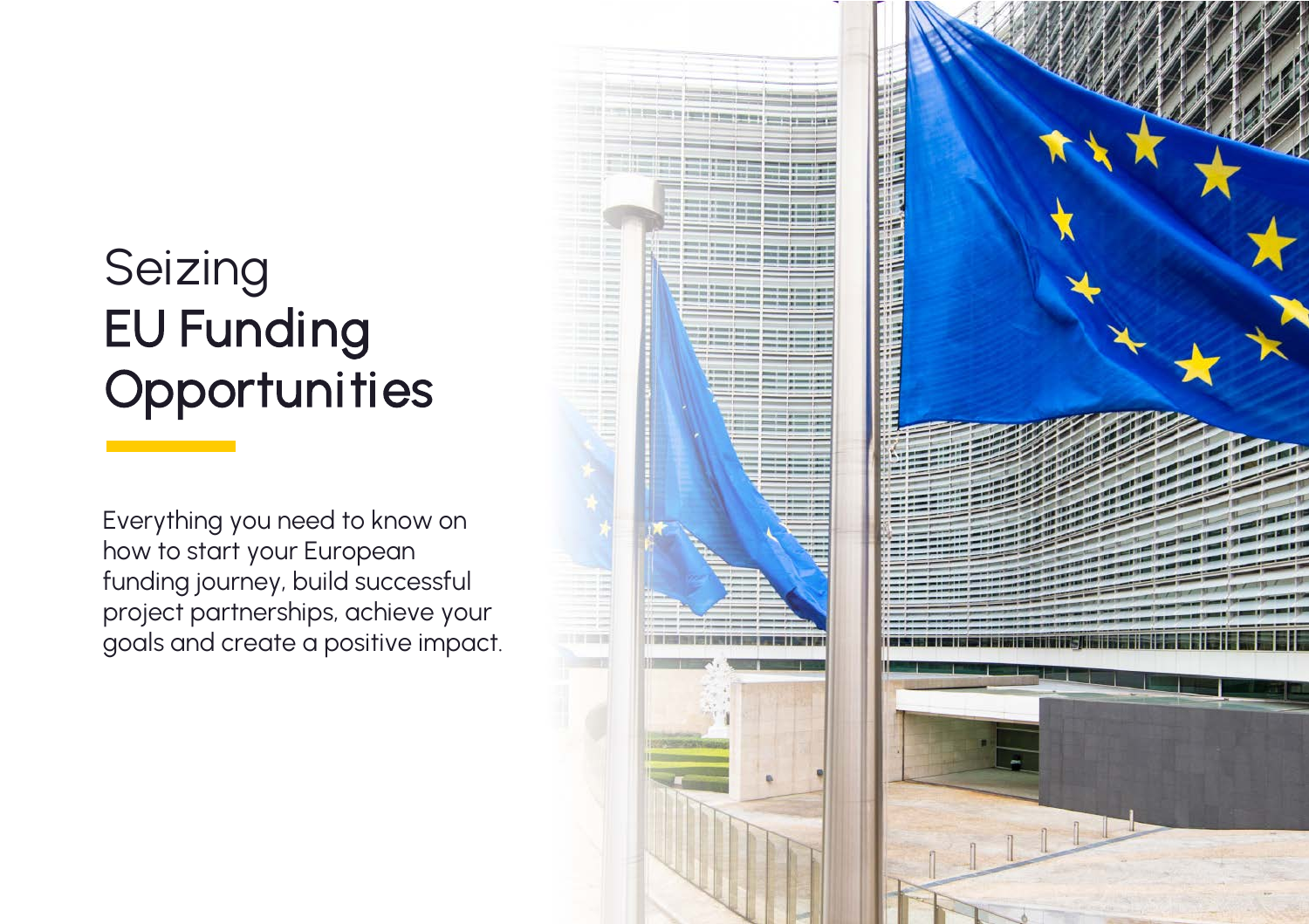# Seizing **EU Funding Opportunities**

Everything you need to know on how to start your European funding journey, build successful project partnerships, achieve your goals and create a positive impact.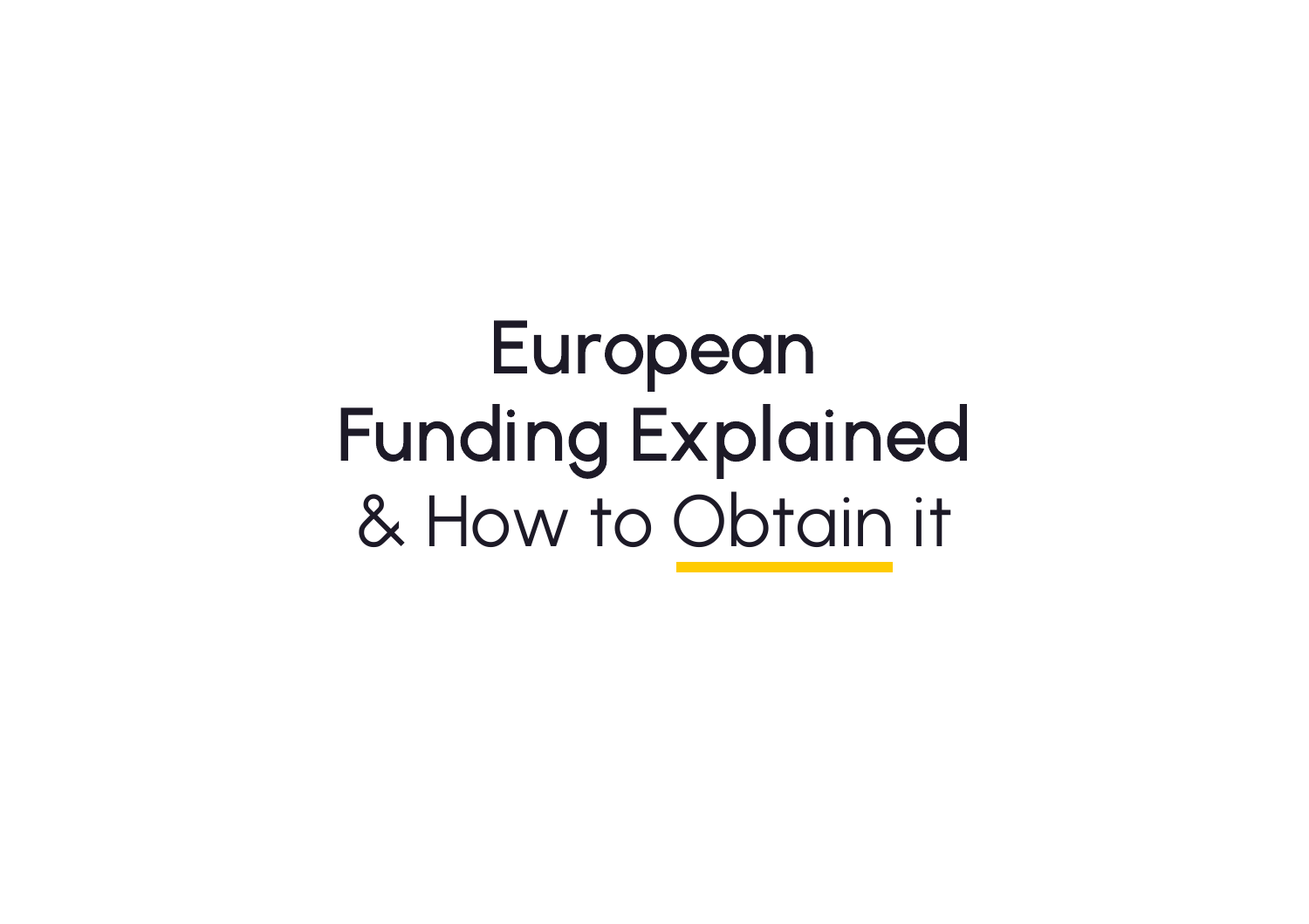# European Funding Explained & How to Obtain it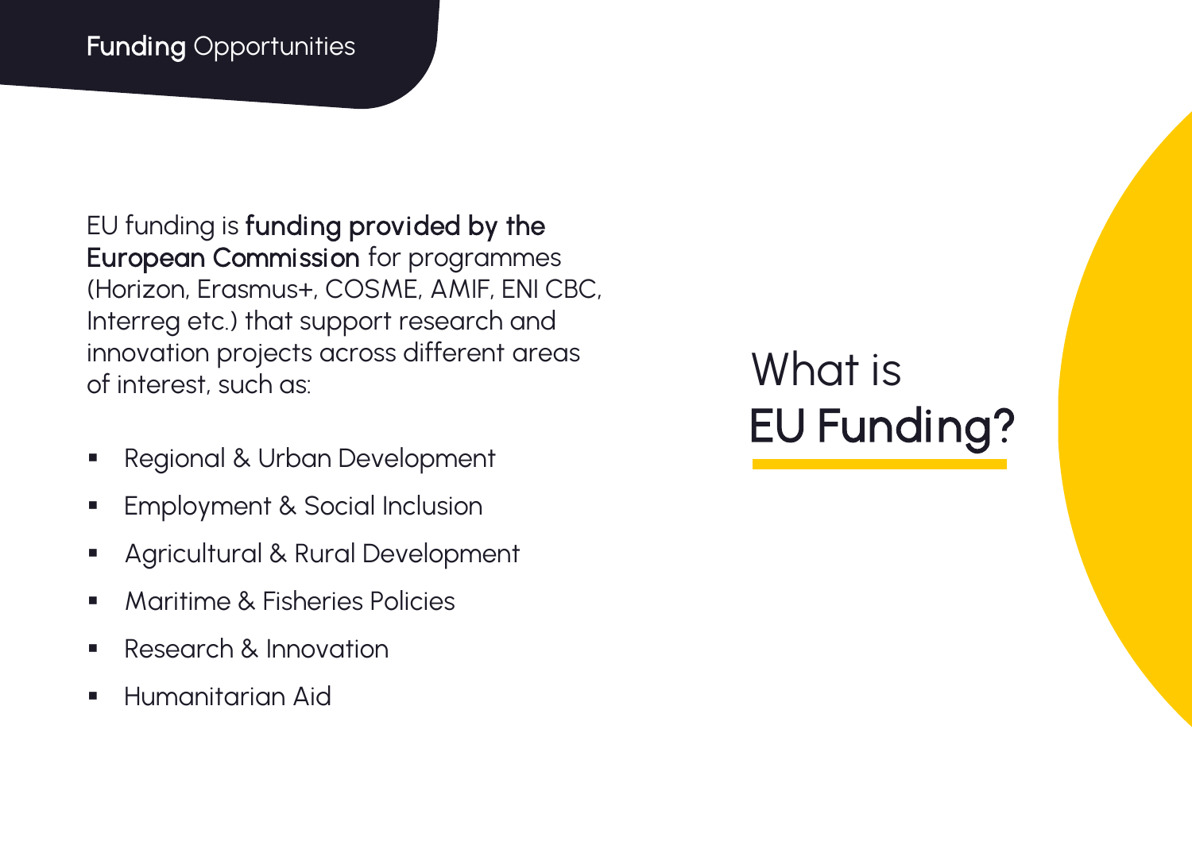# What is **EU Funding?**

EU funding is **funding provided by the European Commission** for programmes (Horizon, Erasmus+, COSME, AMIF, ENI CBC, Interreg etc.) that support research and innovation projects across different areas of interest, such as:

- Regional & Urban Development
- Employment & Social Inclusion
- Agricultural & Rural Development
- Maritime & Fisheries Policies
- Research & Innovation
- Humanitarian Aid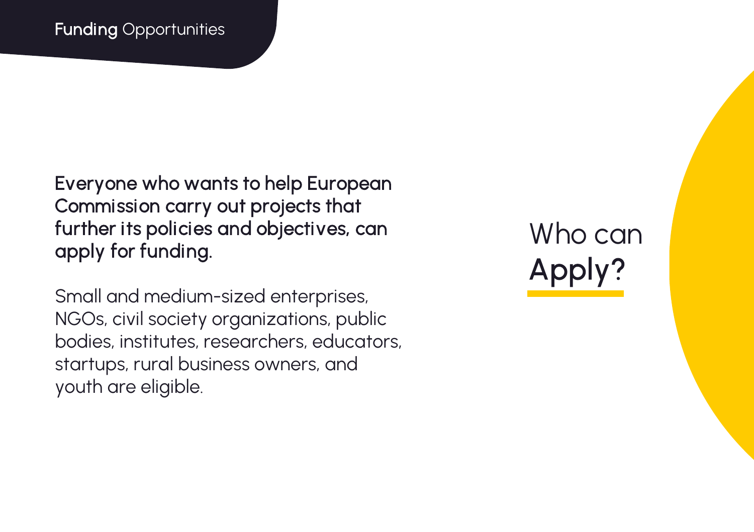# Who can Apply?

**Everyone who wants to help European Commission carry out projects that further its policies and objectives, can apply for funding.**

Small and medium-sized enterprises, NGOs, civil society organizations, public bodies, institutes, researchers, educators, startups, rural business owners, and youth are eligible.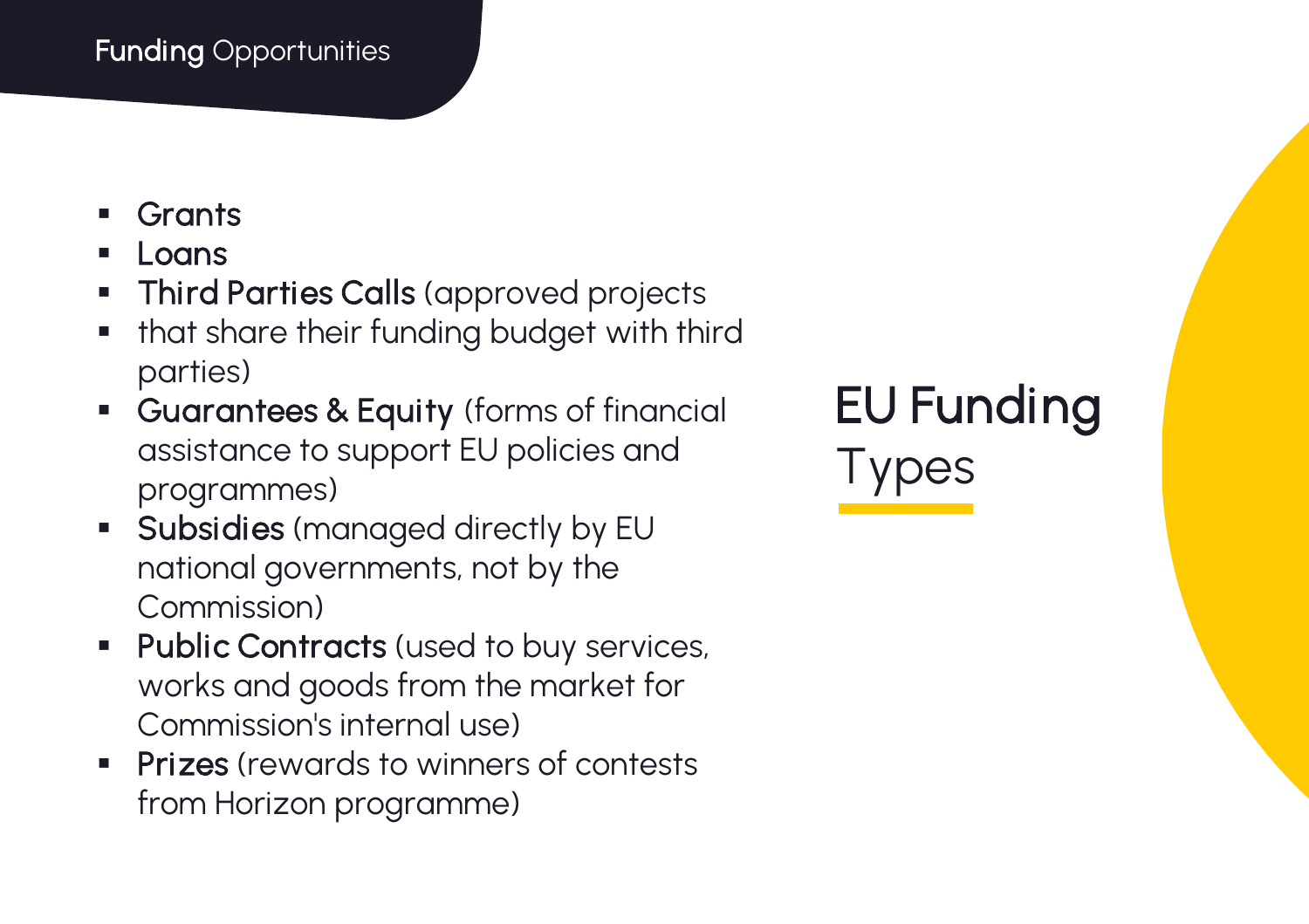# EU Funding Types

- **Grants**
- **Loans**
- **Third Parties Calls** (approved projects
- that share their funding budget with third parties)
- **Guarantees & Equity** (forms of financial assistance to support EU policies and programmes)
- **Subsidies** (managed directly by EU national governments, not by the Commission)
- **Public Contracts** (used to buy services, works and goods from the market for Commission's internal use)
- **Prizes** (rewards to winners of contests from Horizon programme)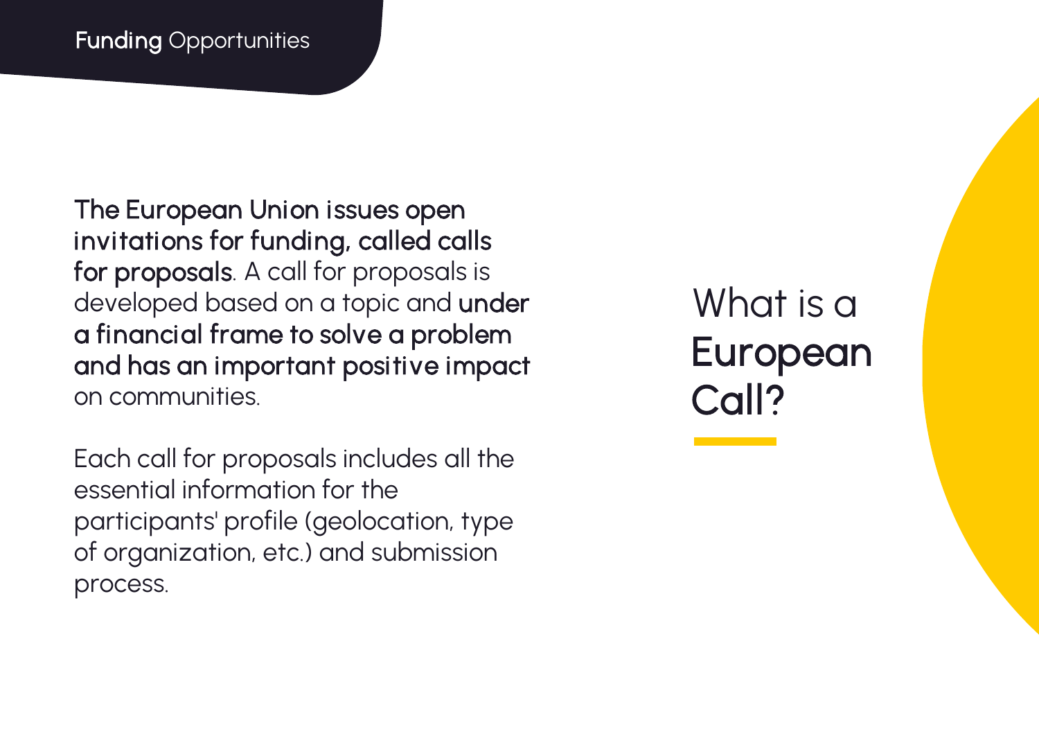# What is a European Call?

**The European Union issues open invitations for funding, called calls for proposals**. A call for proposals is developed based on a topic and **under a financial frame to solve a problem and has an important positive impact** on communities.

Each call for proposals includes all the essential information for the participants' profile (geolocation, type of organization, etc.) and submission process.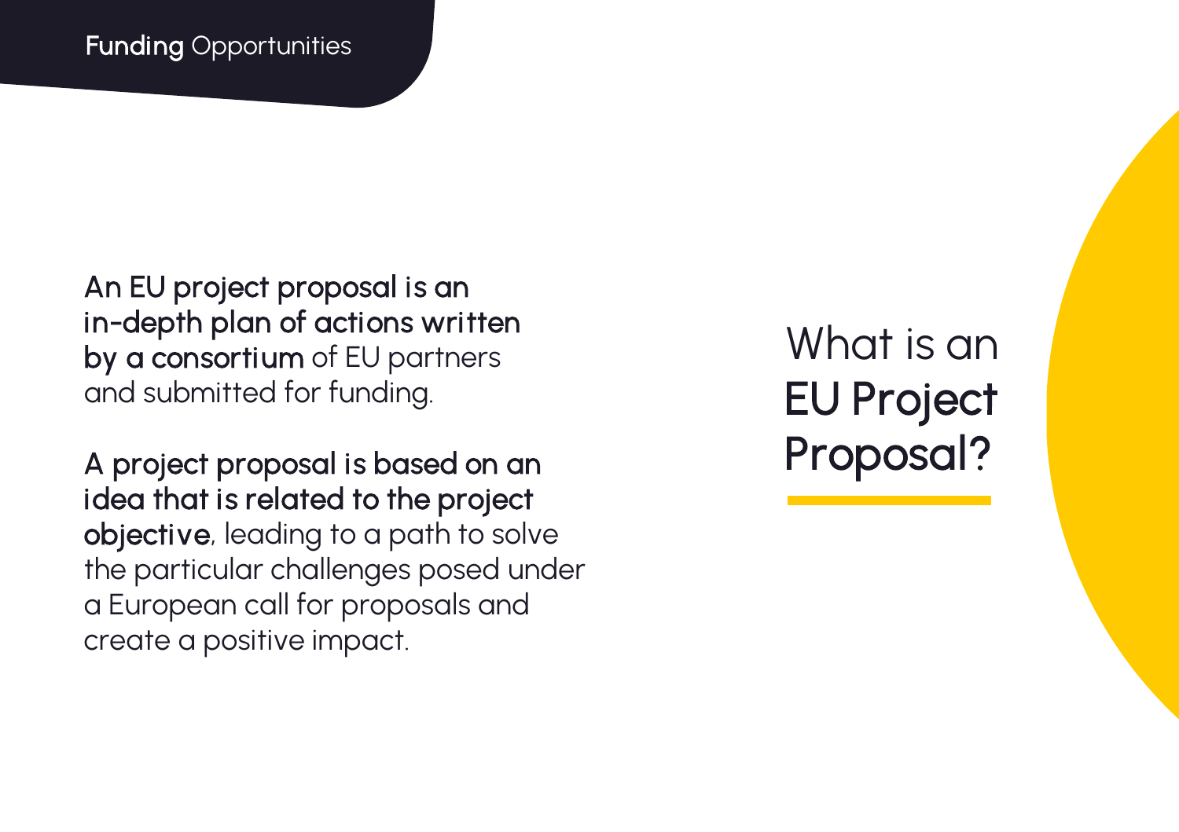# What is an **EU Project Proposal?**

**An EU project proposal is an in-depth plan of actions written by a consortium** of EU partners and submitted for funding.

**A project proposal is based on an idea that is related to the project objective**, leading to a path to solve the particular challenges posed under a European call for proposals and create a positive impact.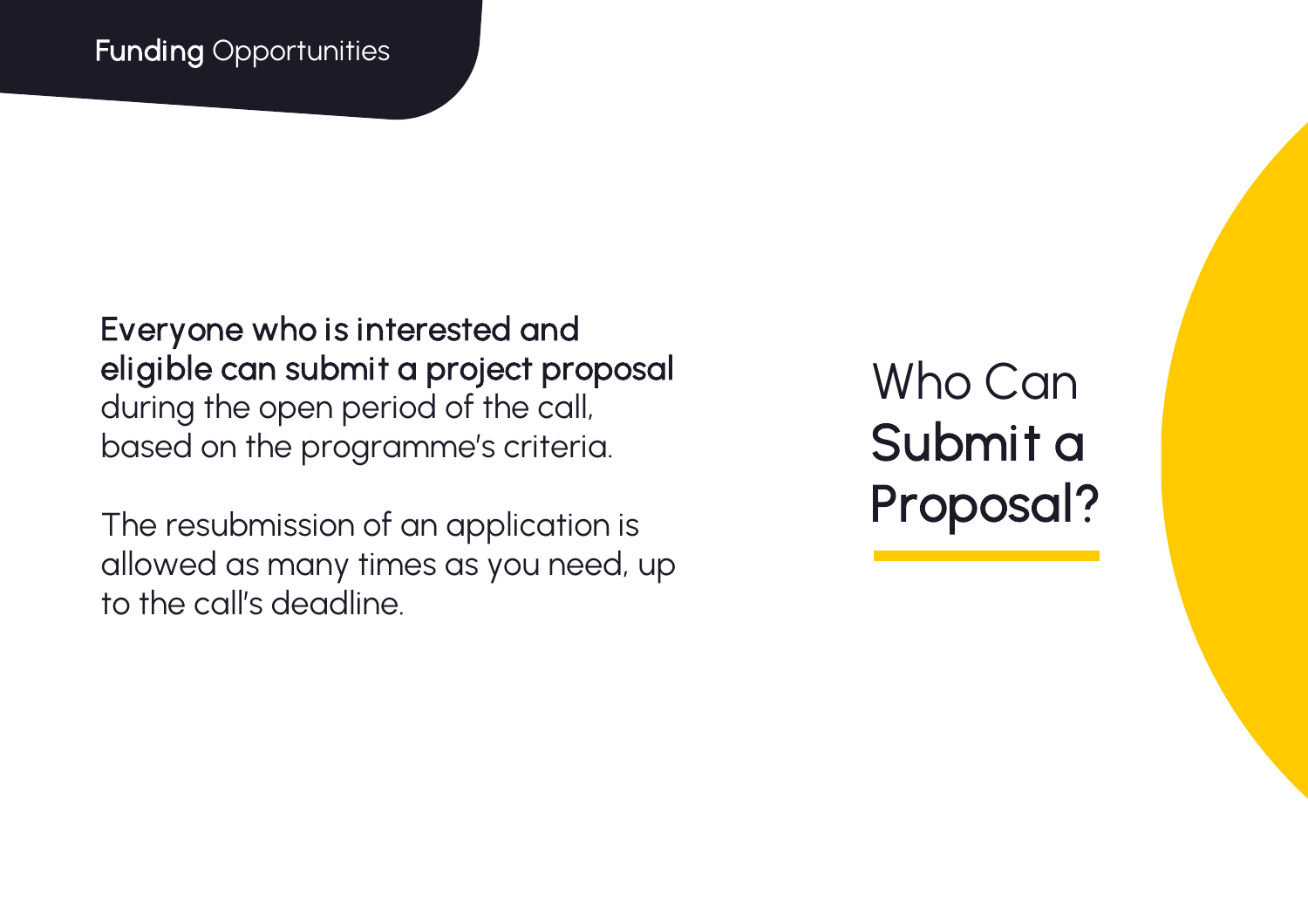# Who Can **Submit a Proposal?**

**Everyone who is interested and eligible can submit a project proposal** during the open period of the call, based on the programme's criteria.

The resubmission of an application is allowed as many times as you need, up to the call's deadline.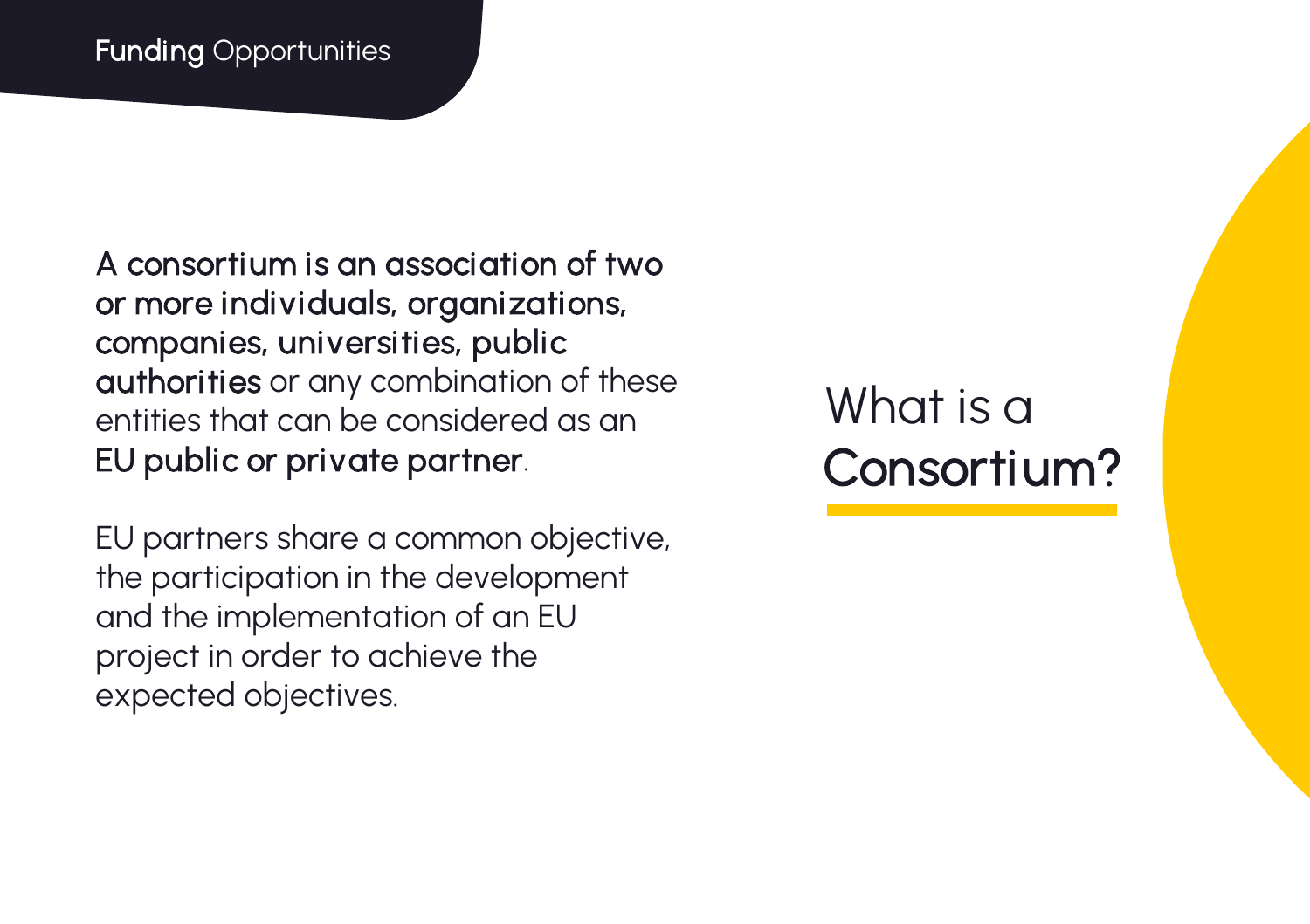# What is a **Consortium?**

**A consortium is an association of two or more individuals, organizations, companies, universities, public authorities** or any combination of these entities that can be considered as an **EU public or private partner**.

EU partners share a common objective, the participation in the development and the implementation of an EU project in order to achieve the expected objectives.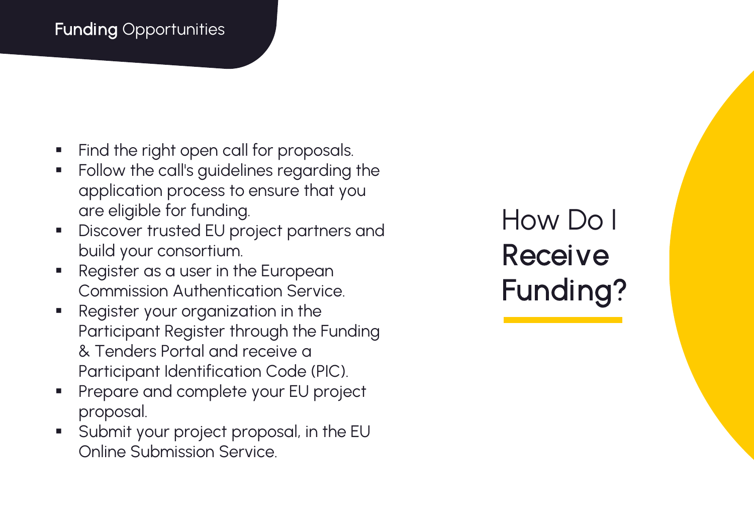# How Do I Receive Funding?

- Find the right open call for proposals.
- Follow the call's guidelines regarding the application process to ensure that you are eligible for funding.
- Discover trusted EU project partners and build your consortium.
- Register as a user in the European Commission Authentication Service.
- Register your organization in the Participant Register through the Funding & Tenders Portal and receive a Participant Identification Code (PIC).
- Prepare and complete your EU project proposal.
- Submit your project proposal, in the EU Online Submission Service.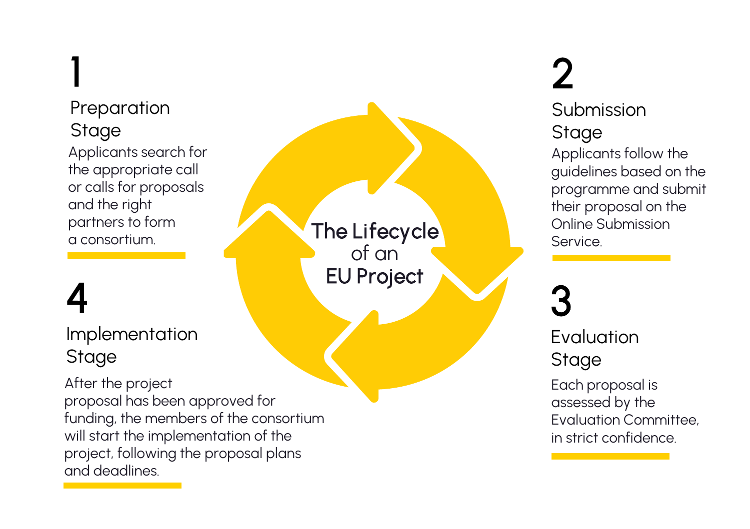# The Lifecycle of an EU Project

## 1 Preparation Stage

Applicants search for the appropriate call or calls for proposals and the right partners to form a consortium.

## 2 Submission Stage

Applicants follow the guidelines based on the programme and submit their proposal on the Online Submission Service.

## 3 Evaluation Stage

Each proposal is assessed by the Evaluation Committee, in strict confidence.

## 4 Implementation Stage

After the project proposal has been approved for funding, the members of the consortium will start the implementation of the project, following the proposal plans and deadlines.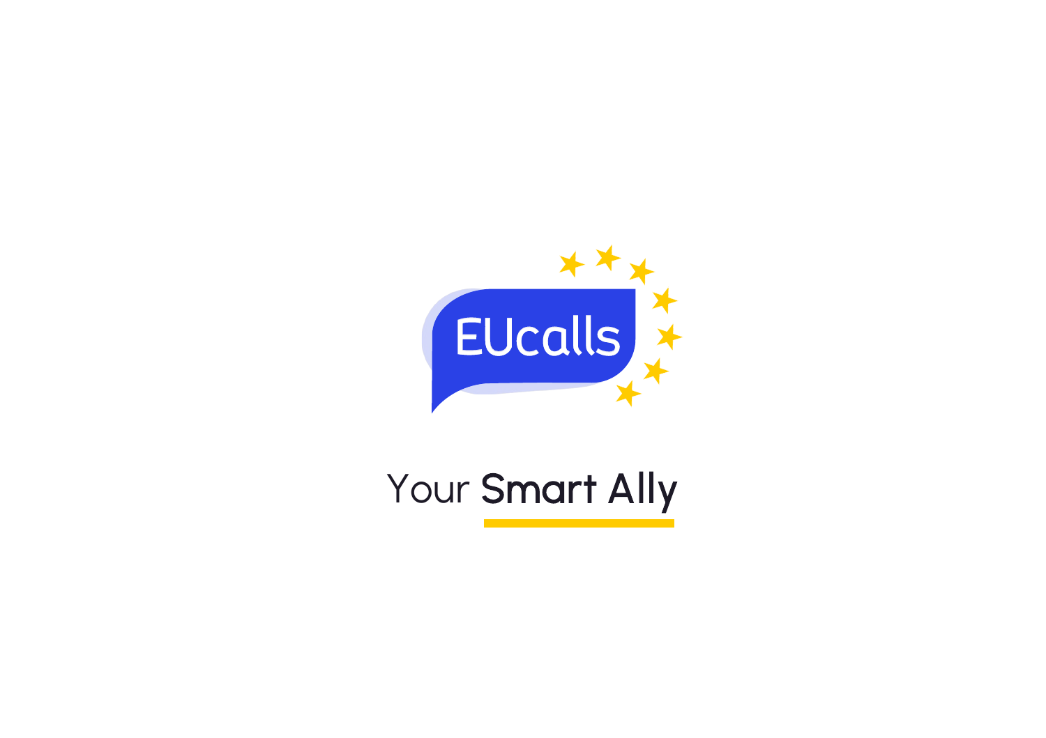EUcalls

Your Smart Ally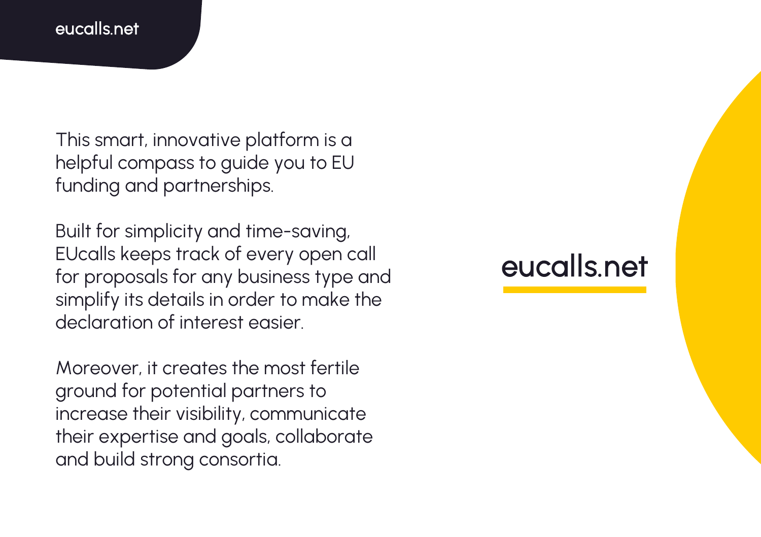This smart, innovative platform is a helpful compass to guide you to EU funding and partnerships.

Built for simplicity and time-saving, EUcalls keeps track of every open call for proposals for any business type and simplify its details in order to make the declaration of interest easier.

Moreover, it creates the most fertile ground for potential partners to increase their visibility, communicate their expertise and goals, collaborate and build strong consortia.

eucalls.net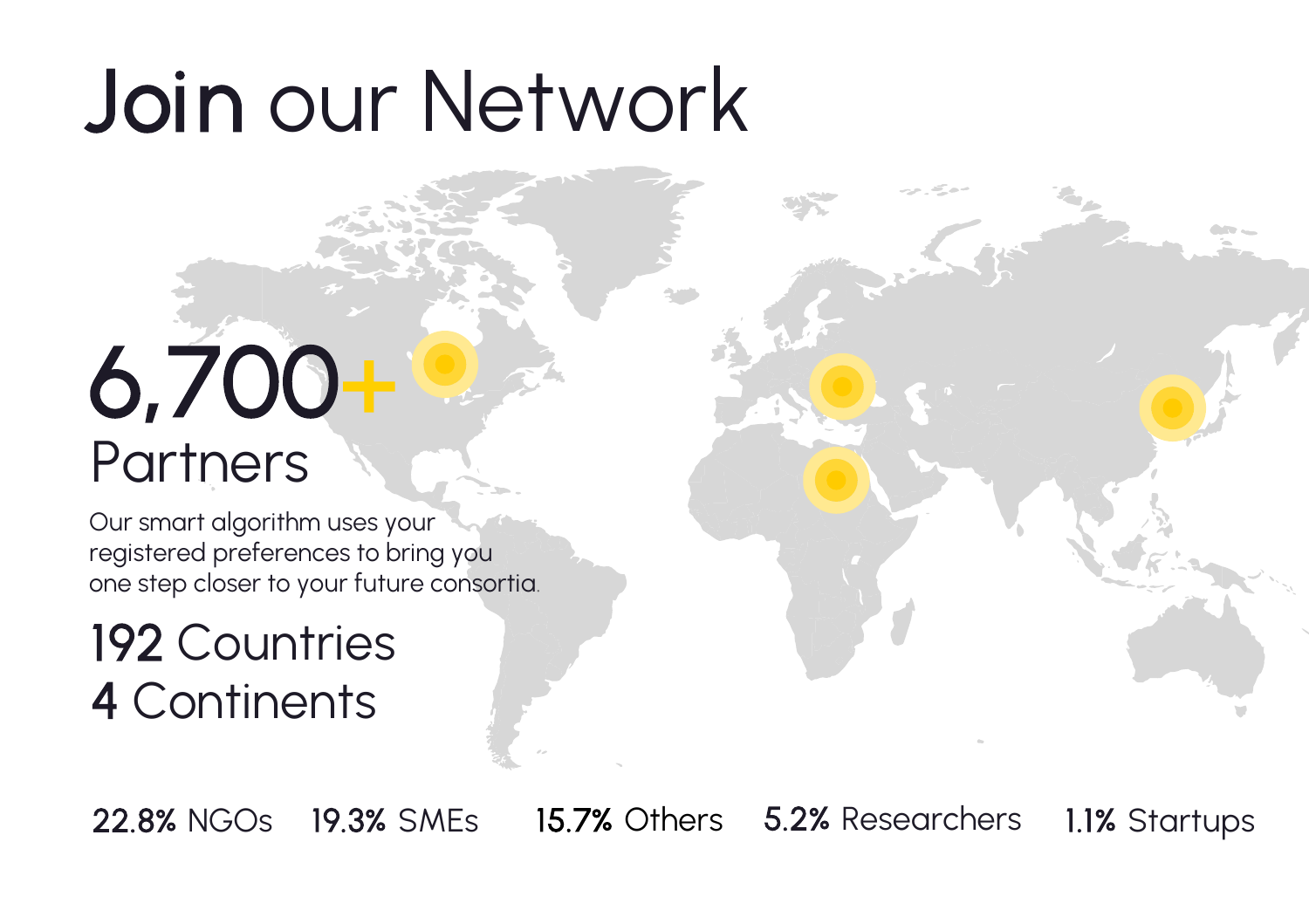# Join our Network

## 6,700+ Partners

Our smart algorithm uses your registered preferences to bring you one step closer to your future consortia.

**192** Countries
**4** Continents

**22.8%** NGOs **19.3%** SMEs **15.7%** Others **5.2%** Researchers **1.1%** Startups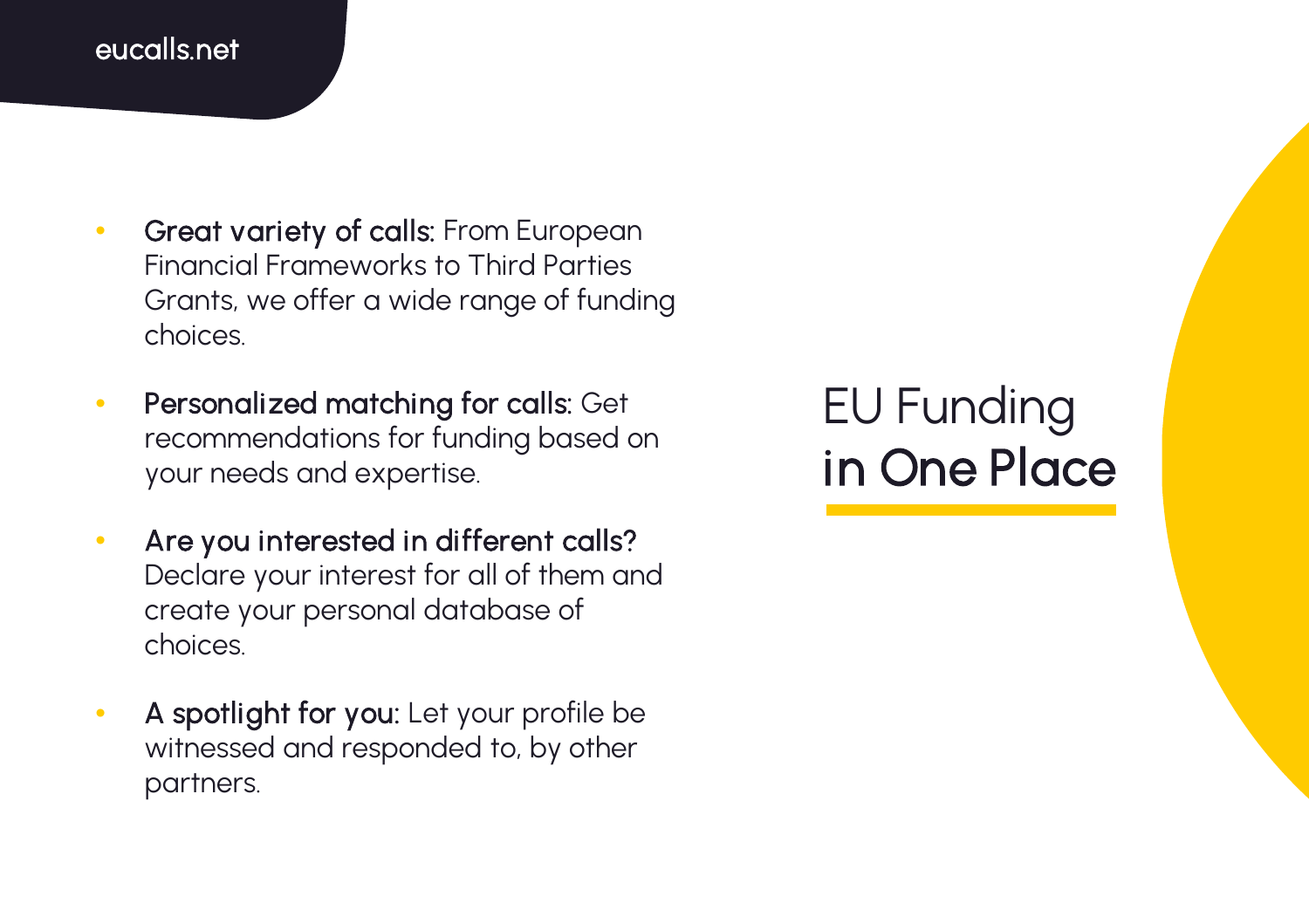eucalls.net

# EU Funding in One Place

- **Great variety of calls:** From European Financial Frameworks to Third Parties Grants, we offer a wide range of funding choices.
- **Personalized matching for calls:** Get recommendations for funding based on your needs and expertise.
- **Are you interested in different calls?** Declare your interest for all of them and create your personal database of choices.
- **A spotlight for you:** Let your profile be witnessed and responded to, by other partners.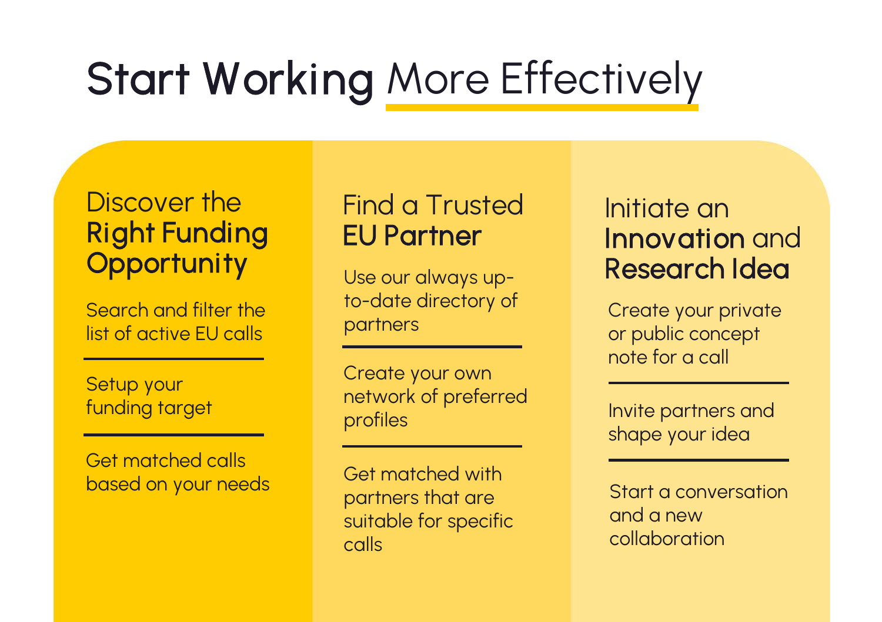# Start Working More Effectively

## Discover the **Right Funding Opportunity**

Search and filter the list of active EU calls

Setup your funding target

Get matched calls based on your needs

## Find a Trusted **EU Partner**

Use our always up-to-date directory of partners

Create your own network of preferred profiles

Get matched with partners that are suitable for specific calls

## Initiate an **Innovation** and **Research Idea**

Create your private or public concept note for a call

Invite partners and shape your idea

Start a conversation and a new collaboration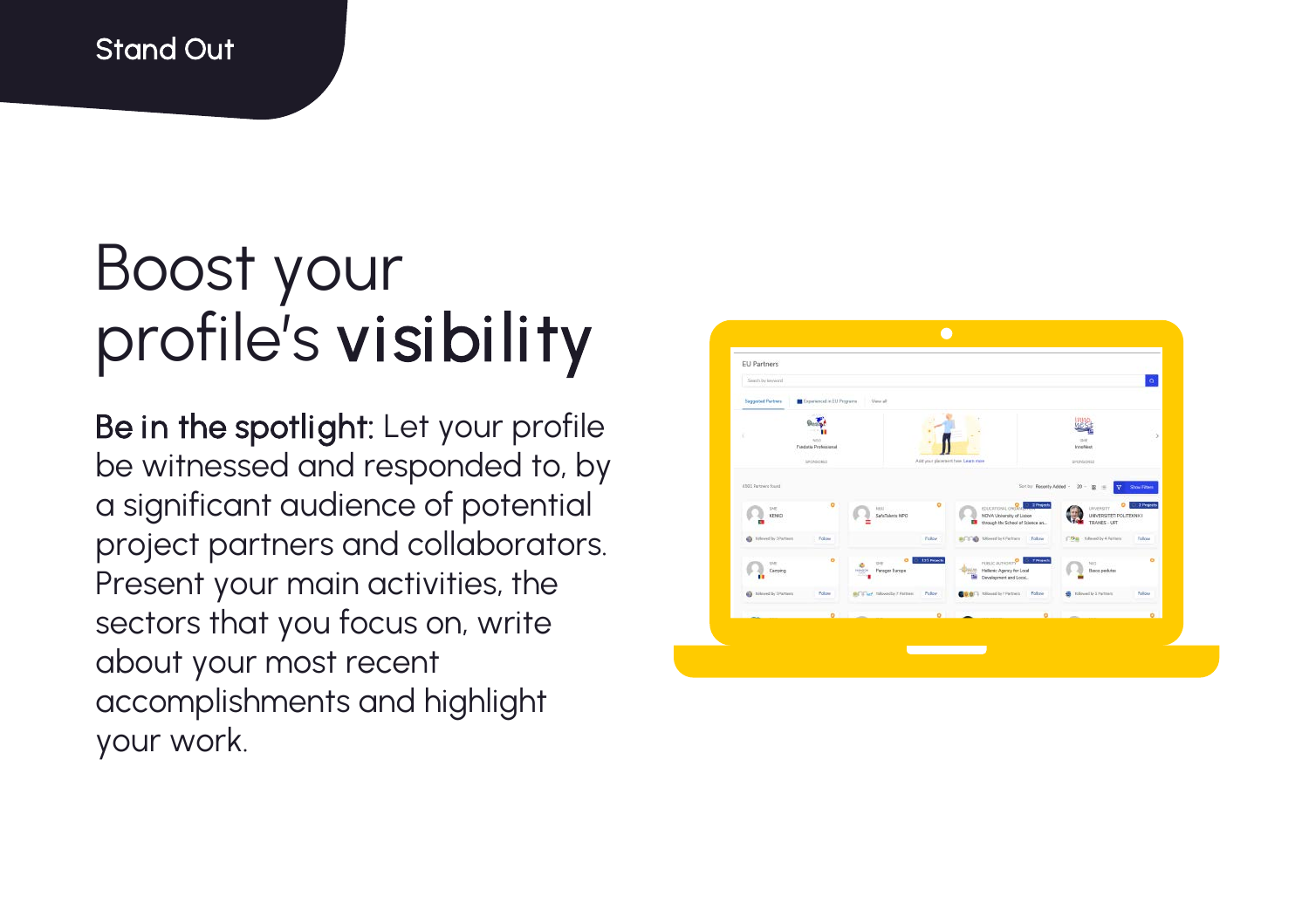Stand Out

# Boost your profile's **visibility**

**Be in the spotlight:** Let your profile be witnessed and responded to, by a significant audience of potential project partners and collaborators. Present your main activities, the sectors that you focus on, write about your most recent accomplishments and highlight your work.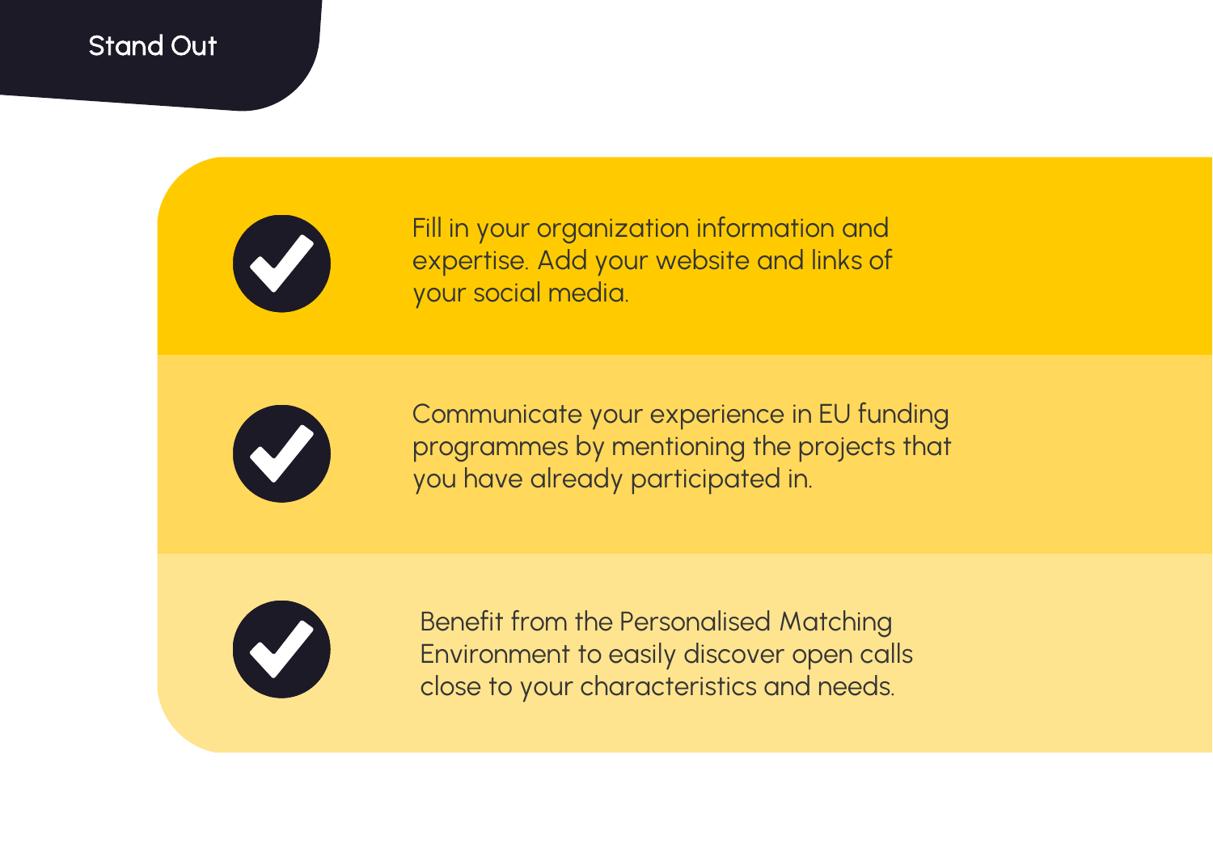## Stand Out

- Fill in your organization information and expertise. Add your website and links of your social media.
- Communicate your experience in EU funding programmes by mentioning the projects that you have already participated in.
- Benefit from the Personalised Matching Environment to easily discover open calls close to your characteristics and needs.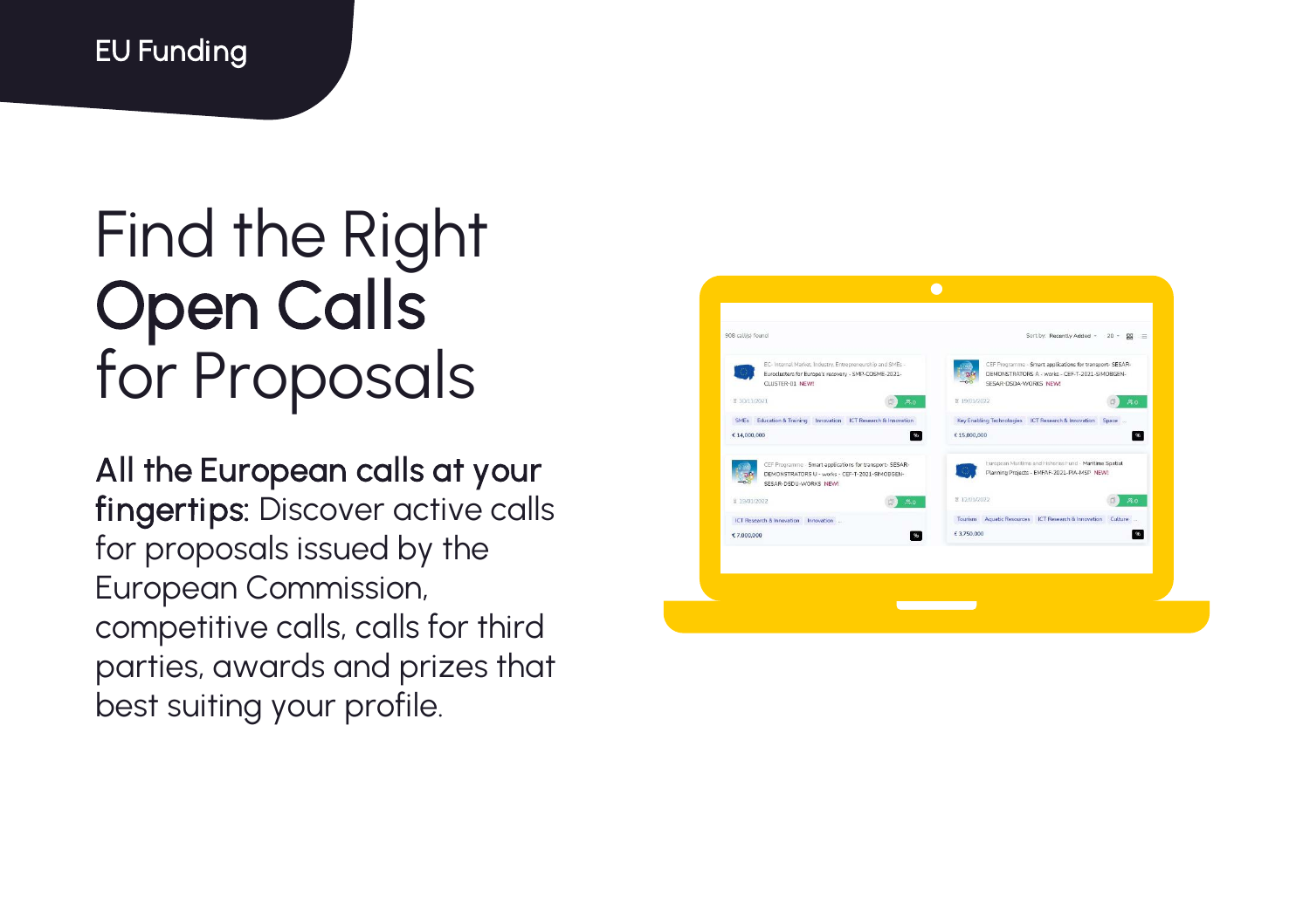EU Funding

# Find the Right **Open Calls** for Proposals

**All the European calls at your fingertips:** Discover active calls for proposals issued by the European Commission, competitive calls, calls for third parties, awards and prizes that best suiting your profile.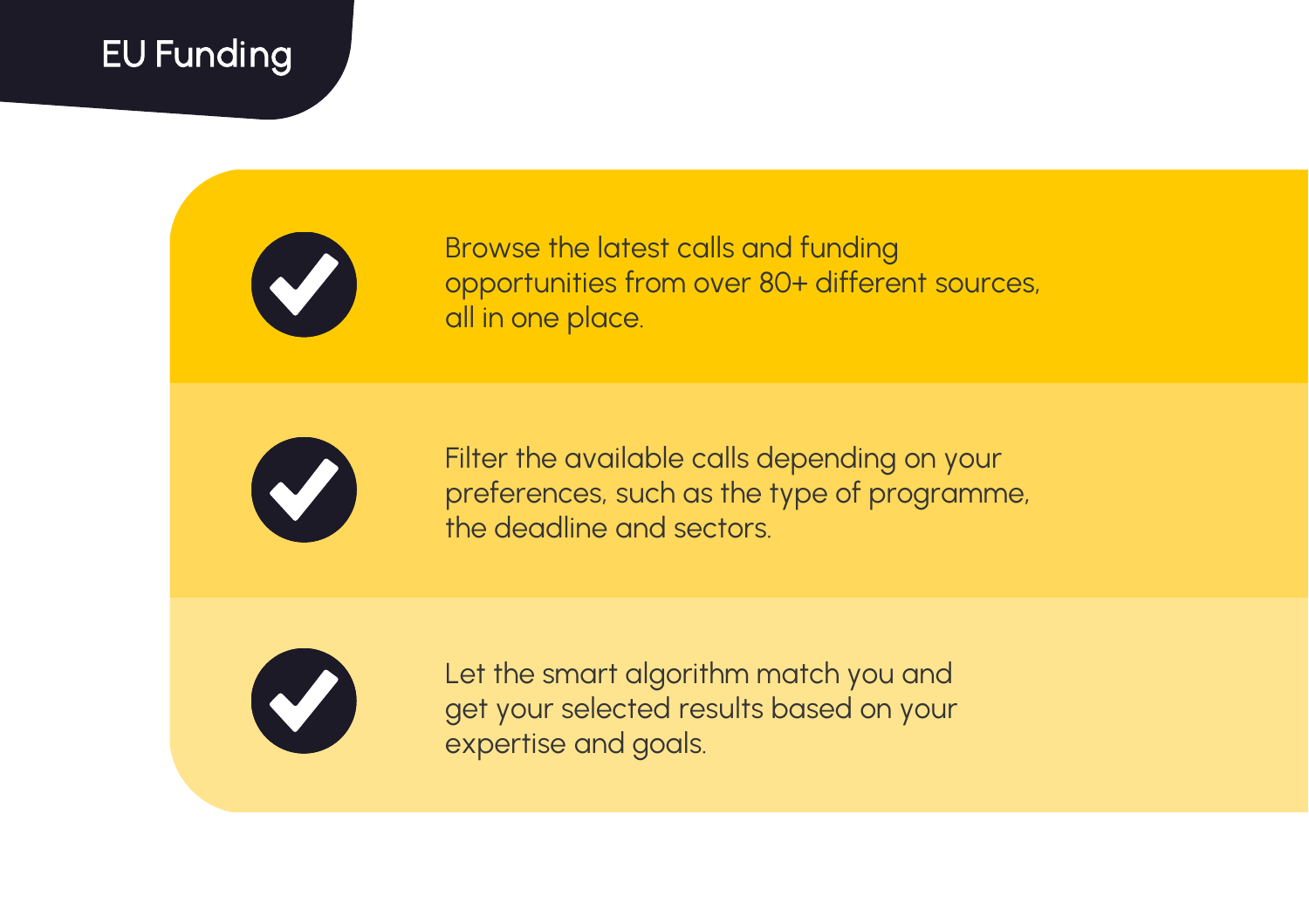# EU Funding

- Browse the latest calls and funding opportunities from over 80+ different sources, all in one place.
- Filter the available calls depending on your preferences, such as the type of programme, the deadline and sectors.
- Let the smart algorithm match you and get your selected results based on your expertise and goals.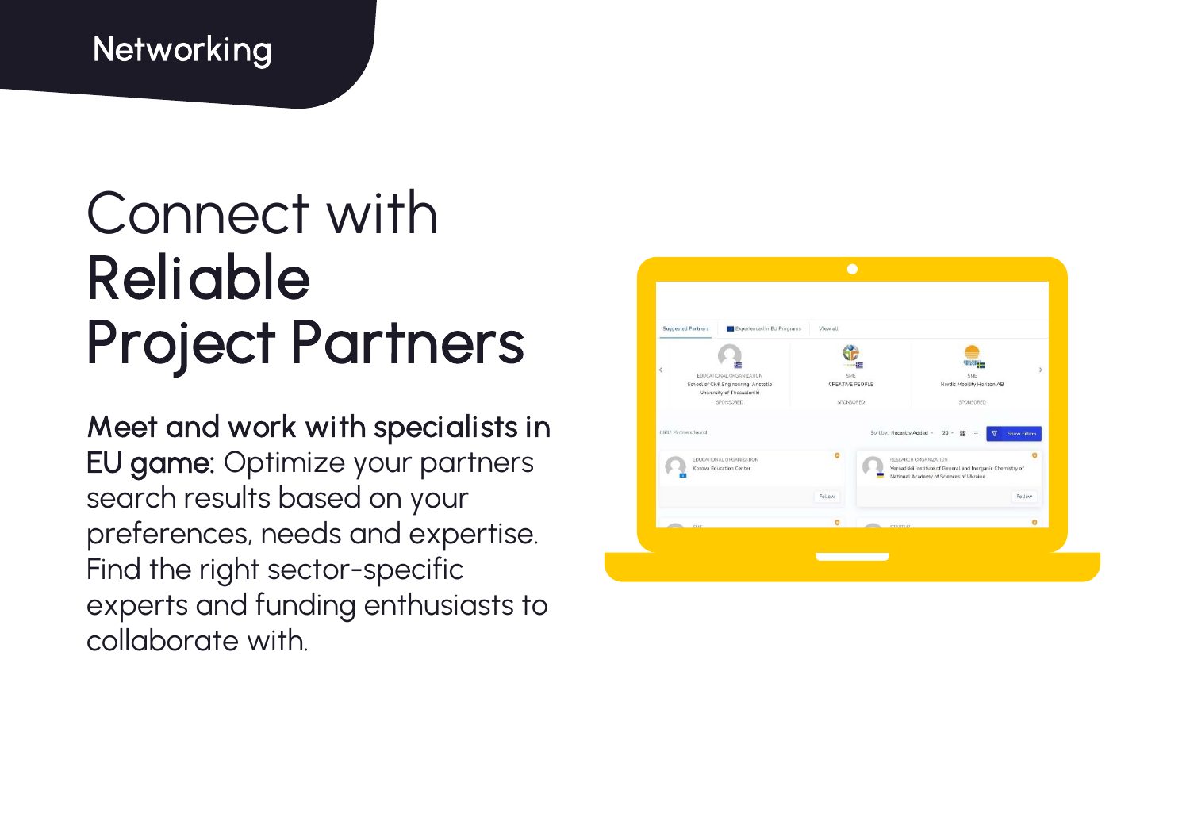Networking

# Connect with **Reliable Project Partners**

**Meet and work with specialists in EU game:** Optimize your partners search results based on your preferences, needs and expertise. Find the right sector-specific experts and funding enthusiasts to collaborate with.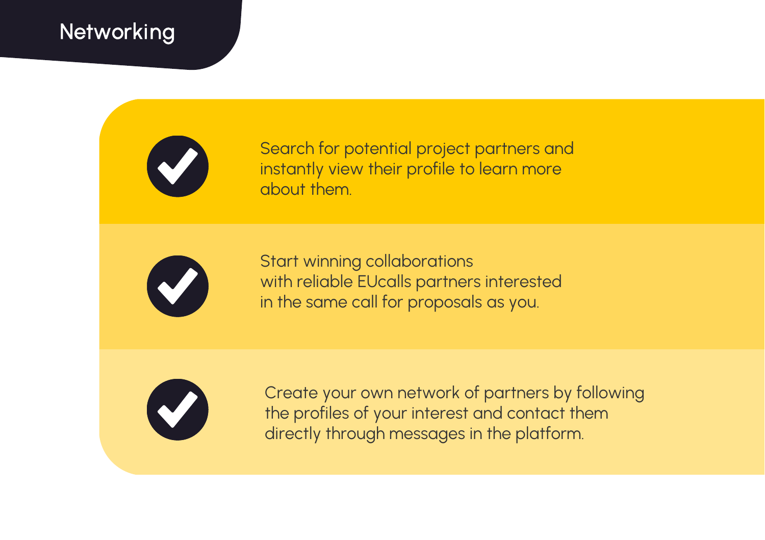# Networking

- Search for potential project partners and instantly view their profile to learn more about them.
- Start winning collaborations with reliable EUcalls partners interested in the same call for proposals as you.
- Create your own network of partners by following the profiles of your interest and contact them directly through messages in the platform.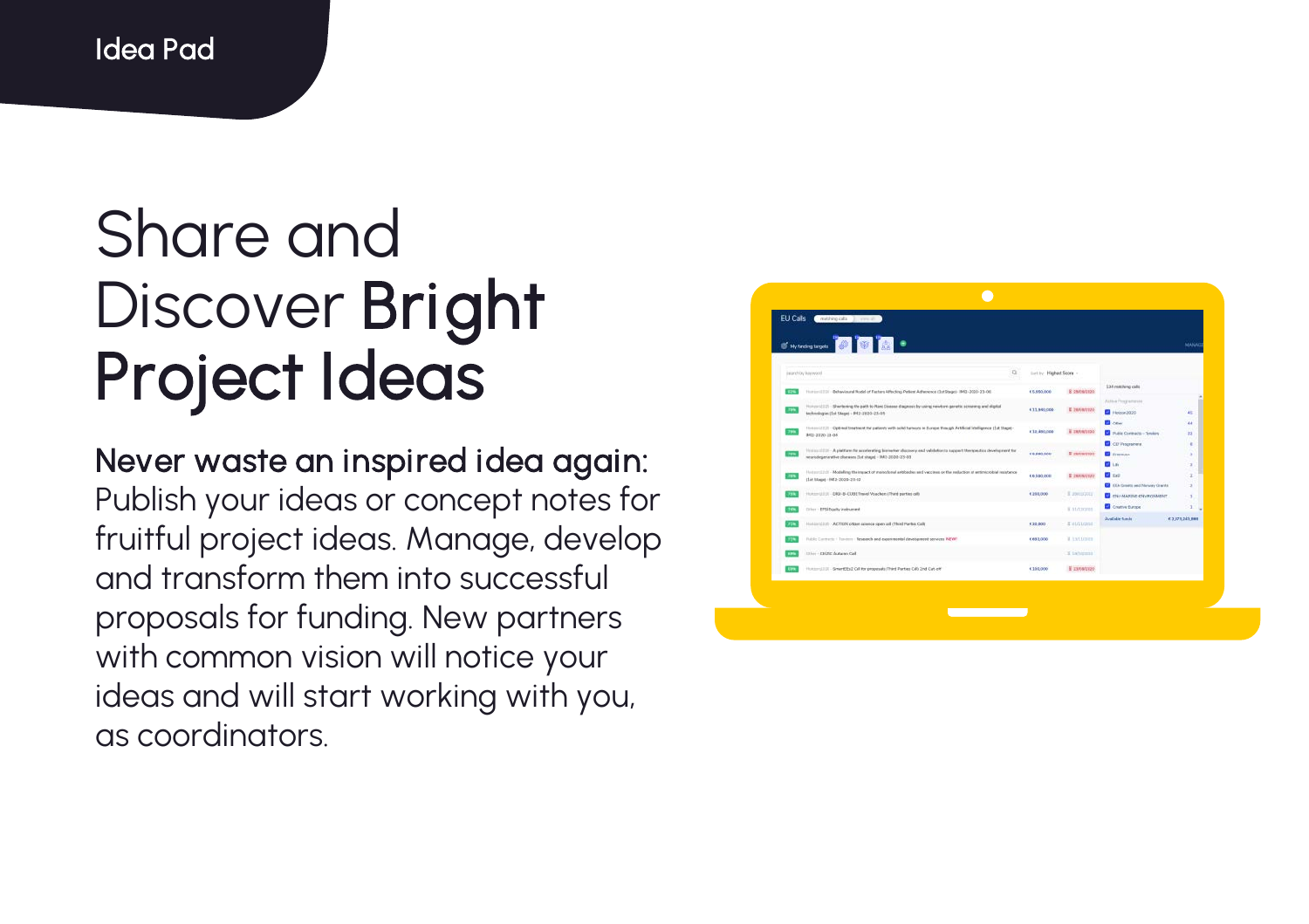Idea Pad

# Share and Discover **Bright Project Ideas**

**Never waste an inspired idea again:** Publish your ideas or concept notes for fruitful project ideas. Manage, develop and transform them into successful proposals for funding. New partners with common vision will notice your ideas and will start working with you, as coordinators.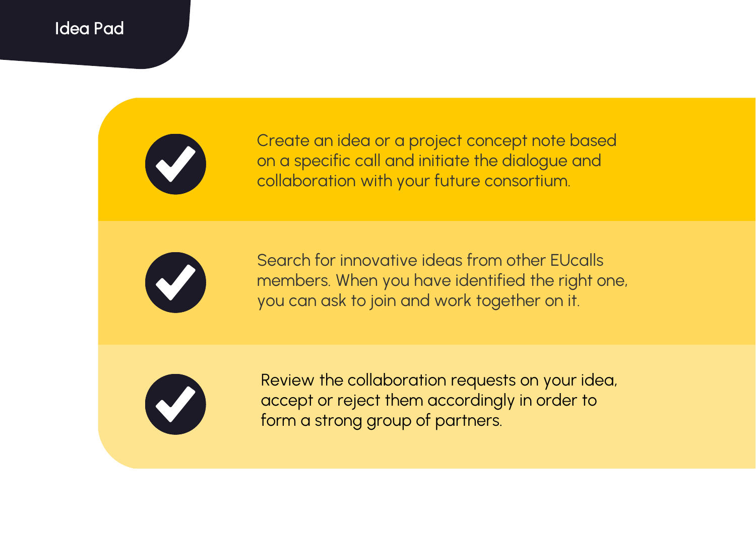# Idea Pad

- Create an idea or a project concept note based on a specific call and initiate the dialogue and collaboration with your future consortium.
- Search for innovative ideas from other EUcalls members. When you have identified the right one, you can ask to join and work together on it.
- Review the collaboration requests on your idea, accept or reject them accordingly in order to form a strong group of partners.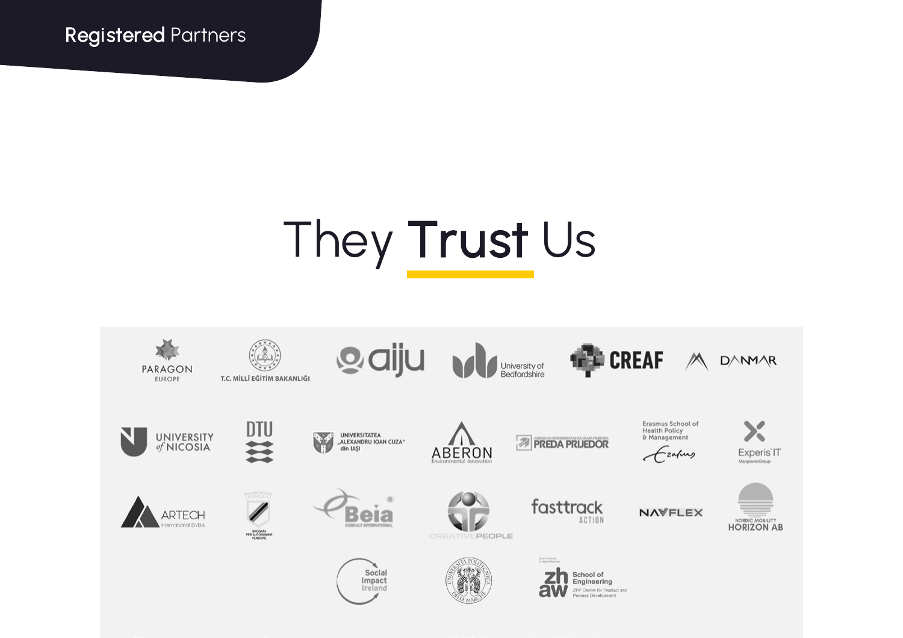Registered Partners

# They Trust Us

PARAGON EUROPE

T.C. MİLLİ EĞİTİM BAKANLIĞI

aiju

University of Bedfordshire

CREAF

DANMAR

UNIVERSITY of NICOSIA

DTU

UNIVERSITATEA „ALEXANDRU IOAN CUZA" din IAȘI

ABERON Environmental Innovation

PREDA PRIJEDOR

Erasmus School of Health Policy & Management

Experis IT ManpowerGroup

ARTECH International BVBA

Beia CONSULT INTERNATIONAL

CREATIVEPEOPLE

fasttrack ACTION

NAVFLEX

NORDIC MOBILITY HORIZON AB

Social Impact Ireland

UNIVERSITÀ POLITECNICA DELLE MARCHE

zhaw School of Engineering ZPP Centre for Product and Process Development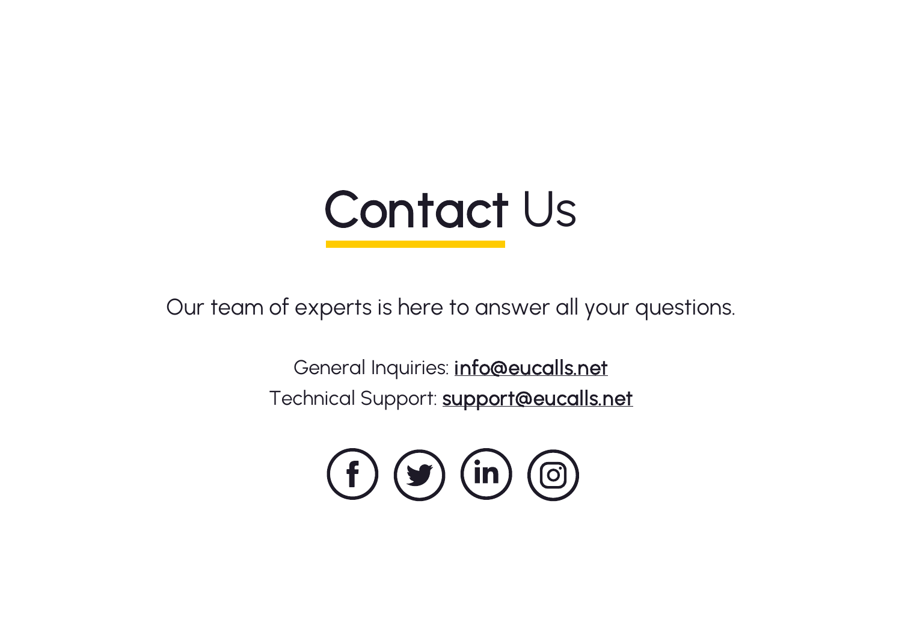# Contact Us

Our team of experts is here to answer all your questions.

General Inquiries: info@eucalls.net
Technical Support: support@eucalls.net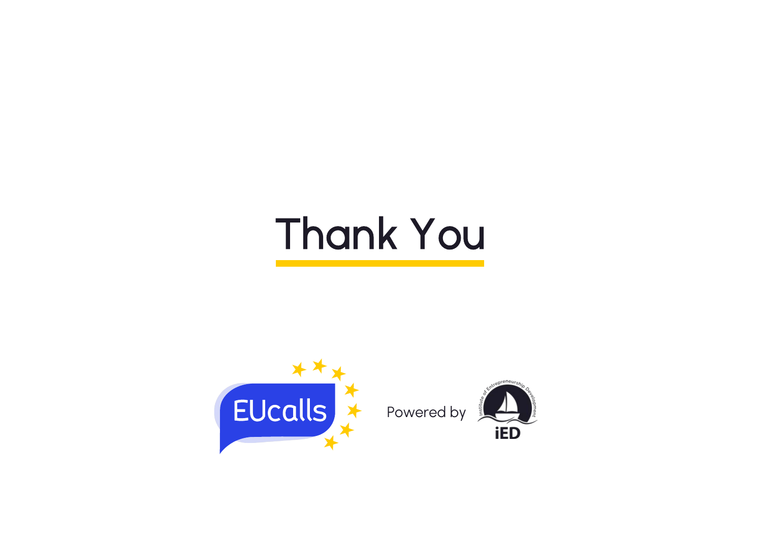# Thank You

EUcalls

Powered by

iED